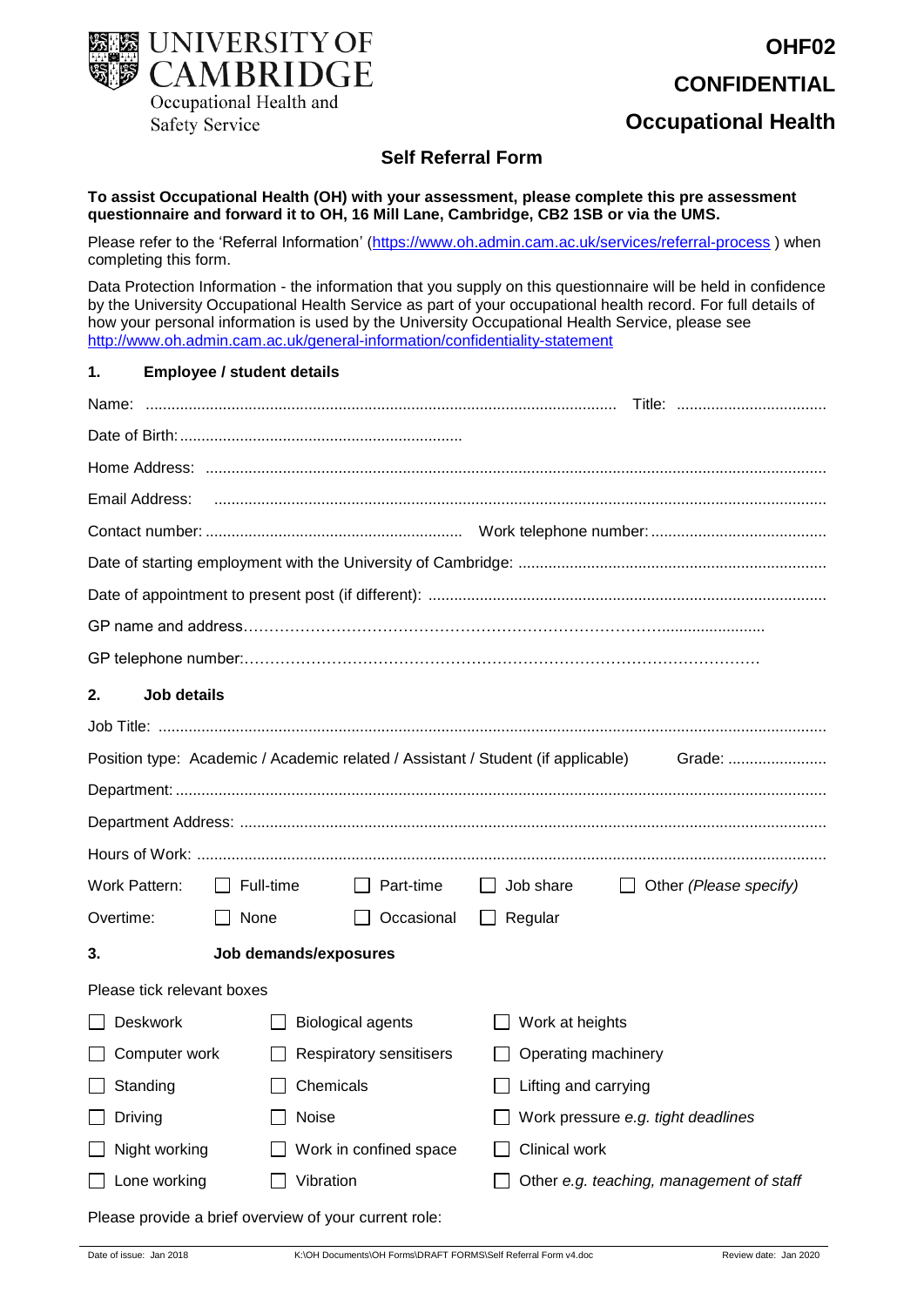UNIVERSITY OF CAMBRIDGE
Occupational Health and Safety Service

**OHF02**

**CONFIDENTIAL**

## Occupational Health

## Self Referral Form

**To assist Occupational Health (OH) with your assessment, please complete this pre assessment questionnaire and forward it to OH, 16 Mill Lane, Cambridge, CB2 1SB or via the UMS.**

Please refer to the 'Referral Information' (https://www.oh.admin.cam.ac.uk/services/referral-process ) when completing this form.

Data Protection Information - the information that you supply on this questionnaire will be held in confidence by the University Occupational Health Service as part of your occupational health record. For full details of how your personal information is used by the University Occupational Health Service, please see http://www.oh.admin.cam.ac.uk/general-information/confidentiality-statement

### 1. Employee / student details

Name: ............................................................................................................ Title: ...................................

Date of Birth: ..................................................................

Home Address: ..............................................................................................................................................

Email Address: ..............................................................................................................................................

Contact number: ............................................................ Work telephone number: .........................................

Date of starting employment with the University of Cambridge: .......................................................................

Date of appointment to present post (if different): ............................................................................................

GP name and address……………………………………………………………………………........................

GP telephone number:…………………………………………………………………………………………

### 2. Job details

Job Title: ..........................................................................................................................................................

Position type: Academic / Academic related / Assistant / Student (if applicable) Grade: .......................

Department: ......................................................................................................................................................

Department Address: ........................................................................................................................................

Hours of Work: .................................................................................................................................................

Work Pattern: ☐ Full-time ☐ Part-time ☐ Job share ☐ Other *(Please specify)*

Overtime: ☐ None ☐ Occasional ☐ Regular

### 3. Job demands/exposures

Please tick relevant boxes

| | | |
|---|---|---|
| ☐ Deskwork | ☐ Biological agents | ☐ Work at heights |
| ☐ Computer work | ☐ Respiratory sensitisers | ☐ Operating machinery |
| ☐ Standing | ☐ Chemicals | ☐ Lifting and carrying |
| ☐ Driving | ☐ Noise | ☐ Work pressure *e.g. tight deadlines* |
| ☐ Night working | ☐ Work in confined space | ☐ Clinical work |
| ☐ Lone working | ☐ Vibration | ☐ Other *e.g. teaching, management of staff* |

Please provide a brief overview of your current role:

Date of issue: Jan 2018 K:\OH Documents\OH Forms\DRAFT FORMS\Self Referral Form v4.doc Review date: Jan 2020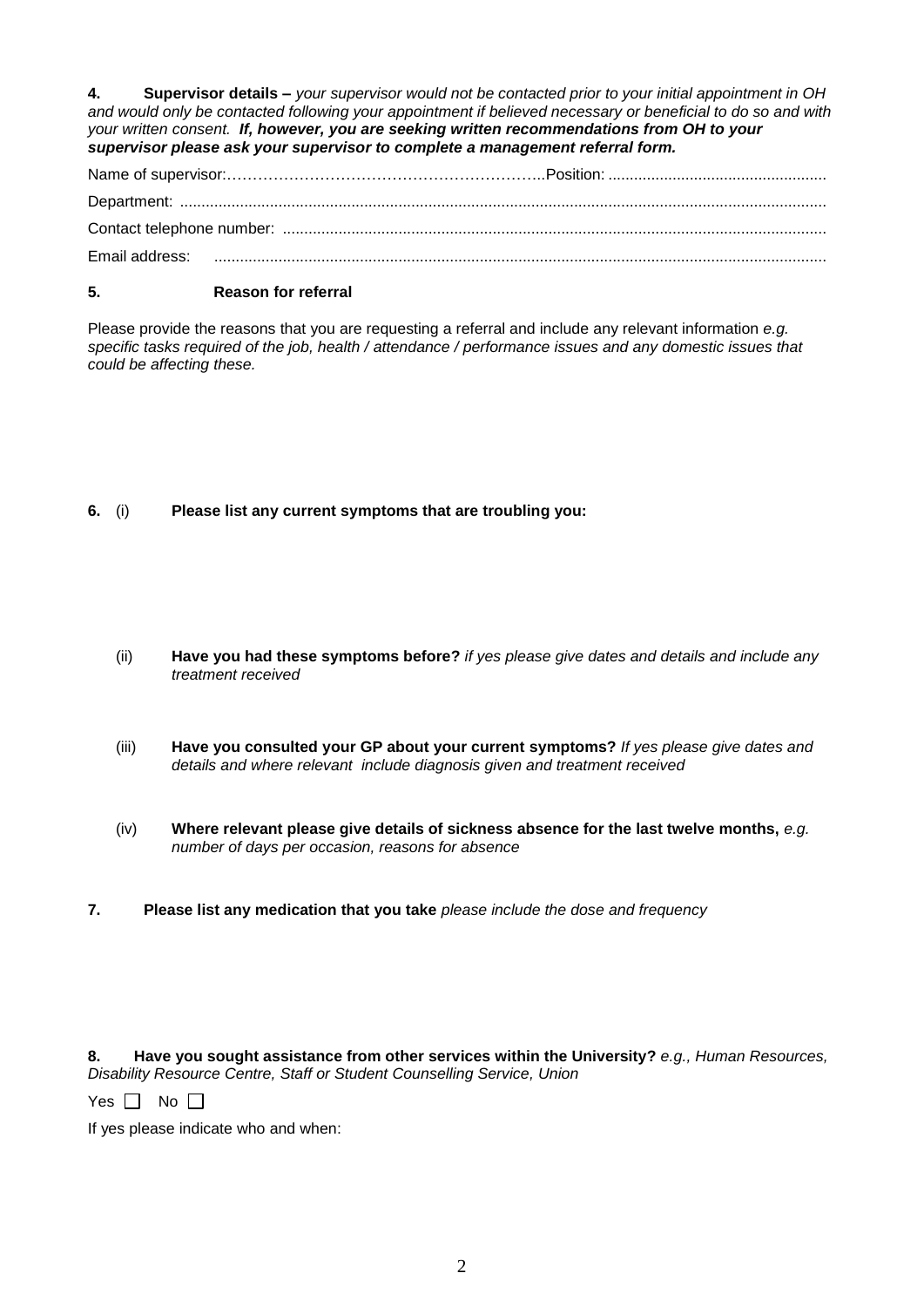**4. Supervisor details –** *your supervisor would not be contacted prior to your initial appointment in OH and would only be contacted following your appointment if believed necessary or beneficial to do so and with your written consent.* ***If, however, you are seeking written recommendations from OH to your supervisor please ask your supervisor to complete a management referral form.***

Name of supervisor:……………………………………………………..Position: ...................................................

Department: ......................................................................................................................................................

Contact telephone number: .............................................................................................................................

Email address: .............................................................................................................................................

**5. Reason for referral**

Please provide the reasons that you are requesting a referral and include any relevant information *e.g. specific tasks required of the job, health / attendance / performance issues and any domestic issues that could be affecting these.*

**6.** (i) **Please list any current symptoms that are troubling you:**

(ii) **Have you had these symptoms before?** *if yes please give dates and details and include any treatment received*

(iii) **Have you consulted your GP about your current symptoms?** *If yes please give dates and details and where relevant include diagnosis given and treatment received*

(iv) **Where relevant please give details of sickness absence for the last twelve months,** *e.g. number of days per occasion, reasons for absence*

**7. Please list any medication that you take** *please include the dose and frequency*

**8. Have you sought assistance from other services within the University?** *e.g., Human Resources, Disability Resource Centre, Staff or Student Counselling Service, Union*

Yes ☐ No ☐

If yes please indicate who and when: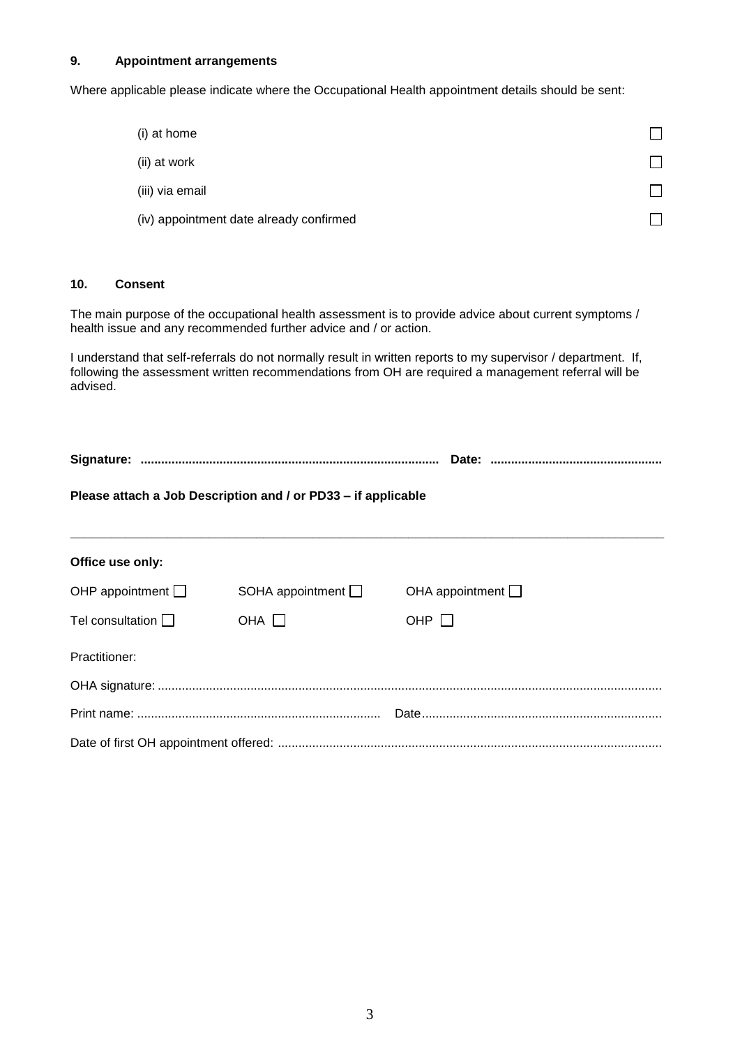### 9. Appointment arrangements

Where applicable please indicate where the Occupational Health appointment details should be sent:

- (i) at home ☐
- (ii) at work ☐
- (iii) via email ☐
- (iv) appointment date already confirmed ☐

### 10. Consent

The main purpose of the occupational health assessment is to provide advice about current symptoms / health issue and any recommended further advice and / or action.

I understand that self-referrals do not normally result in written reports to my supervisor / department. If, following the assessment written recommendations from OH are required a management referral will be advised.

**Signature: ..................................................................................... Date: .................................................**

**Please attach a Job Description and / or PD33 – if applicable**

---

**Office use only:**

| | | |
|---|---|---|
| OHP appointment ☐ | SOHA appointment ☐ | OHA appointment ☐ |
| Tel consultation ☐ | OHA ☐ | OHP ☐ |

Practitioner:

OHA signature: ..................................................................................................................................................

Print name: ....................................................................... Date.....................................................................

Date of first OH appointment offered: ...............................................................................................................